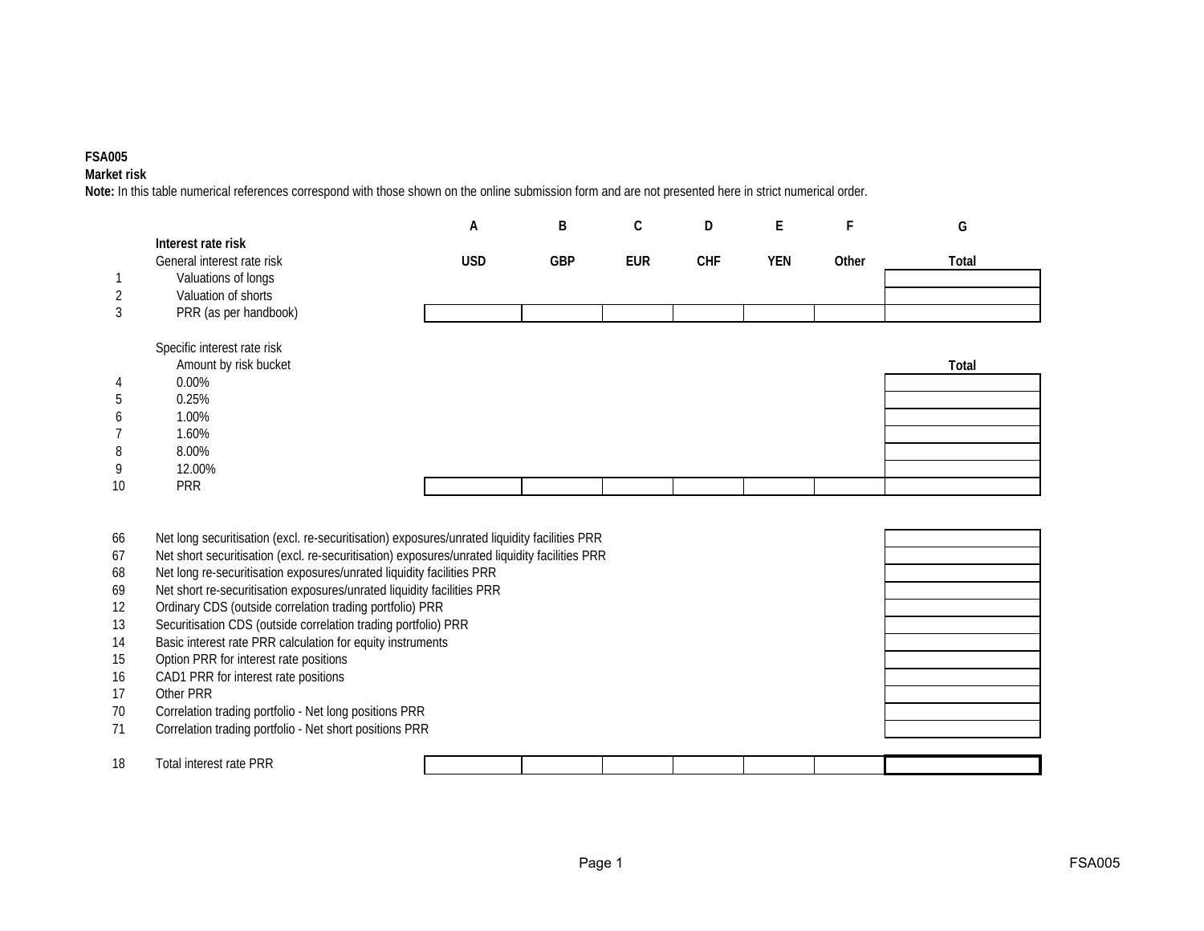**FSA005**

**Market risk**

**Note:** In this table numerical references correspond with those shown on the online submission form and are not presented here in strict numerical order.

| | | A | B | C | D | E | F | G |
|---|---|---|---|---|---|---|---|---|
| | **Interest rate risk** | | | | | | | |
| | General interest rate risk | **USD** | **GBP** | **EUR** | **CHF** | **YEN** | **Other** | **Total** |
| 1 | Valuations of longs | | | | | | | |
| 2 | Valuation of shorts | | | | | | | |
| 3 | PRR (as per handbook) | | | | | | | |
| | | | | | | | | |
| | Specific interest rate risk | | | | | | | |
| | Amount by risk bucket | | | | | | | **Total** |
| 4 | 0.00% | | | | | | | |
| 5 | 0.25% | | | | | | | |
| 6 | 1.00% | | | | | | | |
| 7 | 1.60% | | | | | | | |
| 8 | 8.00% | | | | | | | |
| 9 | 12.00% | | | | | | | |
| 10 | PRR | | | | | | | |
| | | | | | | | | |
| 66 | Net long securitisation (excl. re-securitisation) exposures/unrated liquidity facilities PRR | | | | | | | |
| 67 | Net short securitisation (excl. re-securitisation) exposures/unrated liquidity facilities PRR | | | | | | | |
| 68 | Net long re-securitisation exposures/unrated liquidity facilities PRR | | | | | | | |
| 69 | Net short re-securitisation exposures/unrated liquidity facilities PRR | | | | | | | |
| 12 | Ordinary CDS (outside correlation trading portfolio) PRR | | | | | | | |
| 13 | Securitisation CDS (outside correlation trading portfolio) PRR | | | | | | | |
| 14 | Basic interest rate PRR calculation for equity instruments | | | | | | | |
| 15 | Option PRR for interest rate positions | | | | | | | |
| 16 | CAD1 PRR for interest rate positions | | | | | | | |
| 17 | Other PRR | | | | | | | |
| 70 | Correlation trading portfolio - Net long positions PRR | | | | | | | |
| 71 | Correlation trading portfolio - Net short positions PRR | | | | | | | |
| | | | | | | | | |
| 18 | Total interest rate PRR | | | | | | | |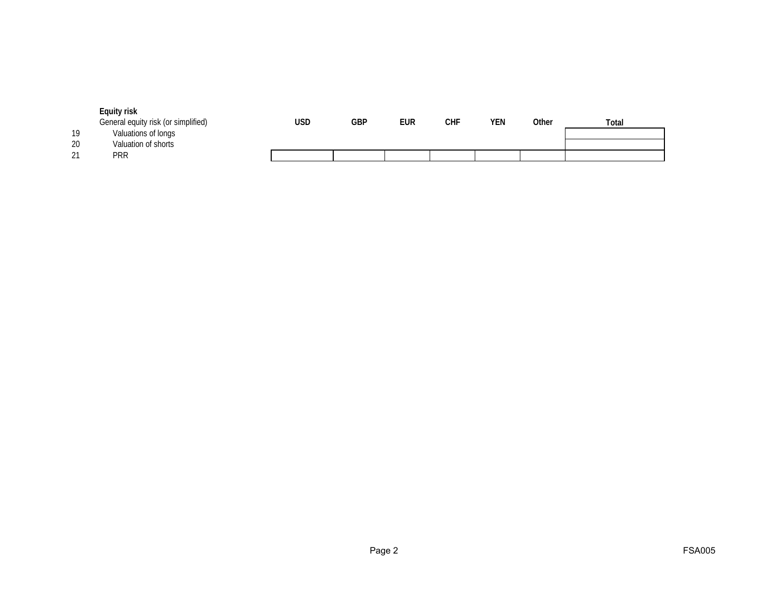**Equity risk**

| | General equity risk (or simplified) | USD | GBP | EUR | CHF | YEN | Other | Total |
|---|---|---|---|---|---|---|---|---|
| 19 | Valuations of longs | | | | | | | |
| 20 | Valuation of shorts | | | | | | | |
| 21 | PRR | | | | | | | |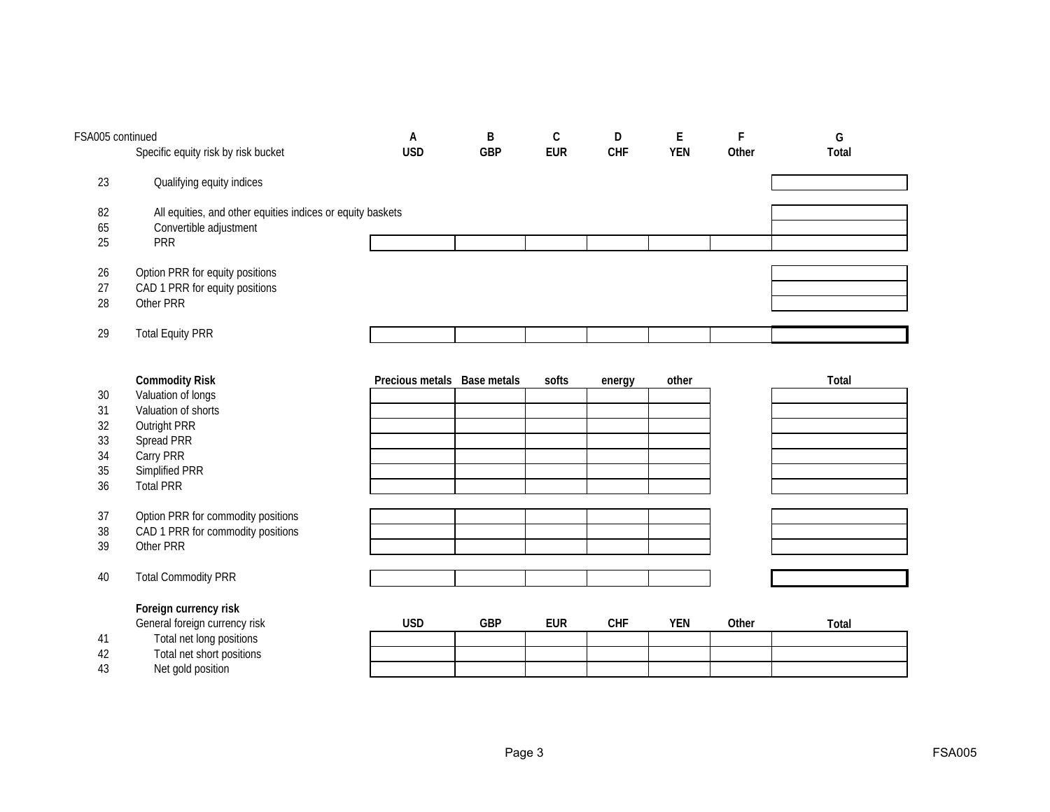FSA005 continued

| | Specific equity risk by risk bucket | A<br>USD | B<br>GBP | C<br>EUR | D<br>CHF | E<br>YEN | F<br>Other | G<br>Total |
|---|---|---|---|---|---|---|---|---|
| 23 | Qualifying equity indices | | | | | | | |
| 82 | All equities, and other equities indices or equity baskets | | | | | | | |
| 65 | Convertible adjustment | | | | | | | |
| 25 | PRR | | | | | | | |
| 26 | Option PRR for equity positions | | | | | | | |
| 27 | CAD 1 PRR for equity positions | | | | | | | |
| 28 | Other PRR | | | | | | | |
| 29 | Total Equity PRR | | | | | | | |

| | **Commodity Risk** | Precious metals | Base metals | softs | energy | other | | Total |
|---|---|---|---|---|---|---|---|---|
| 30 | Valuation of longs | | | | | | | |
| 31 | Valuation of shorts | | | | | | | |
| 32 | Outright PRR | | | | | | | |
| 33 | Spread PRR | | | | | | | |
| 34 | Carry PRR | | | | | | | |
| 35 | Simplified PRR | | | | | | | |
| 36 | Total PRR | | | | | | | |
| 37 | Option PRR for commodity positions | | | | | | | |
| 38 | CAD 1 PRR for commodity positions | | | | | | | |
| 39 | Other PRR | | | | | | | |
| 40 | Total Commodity PRR | | | | | | | |

**Foreign currency risk**

| | General foreign currency risk | USD | GBP | EUR | CHF | YEN | Other | Total |
|---|---|---|---|---|---|---|---|---|
| 41 | Total net long positions | | | | | | | |
| 42 | Total net short positions | | | | | | | |
| 43 | Net gold position | | | | | | | |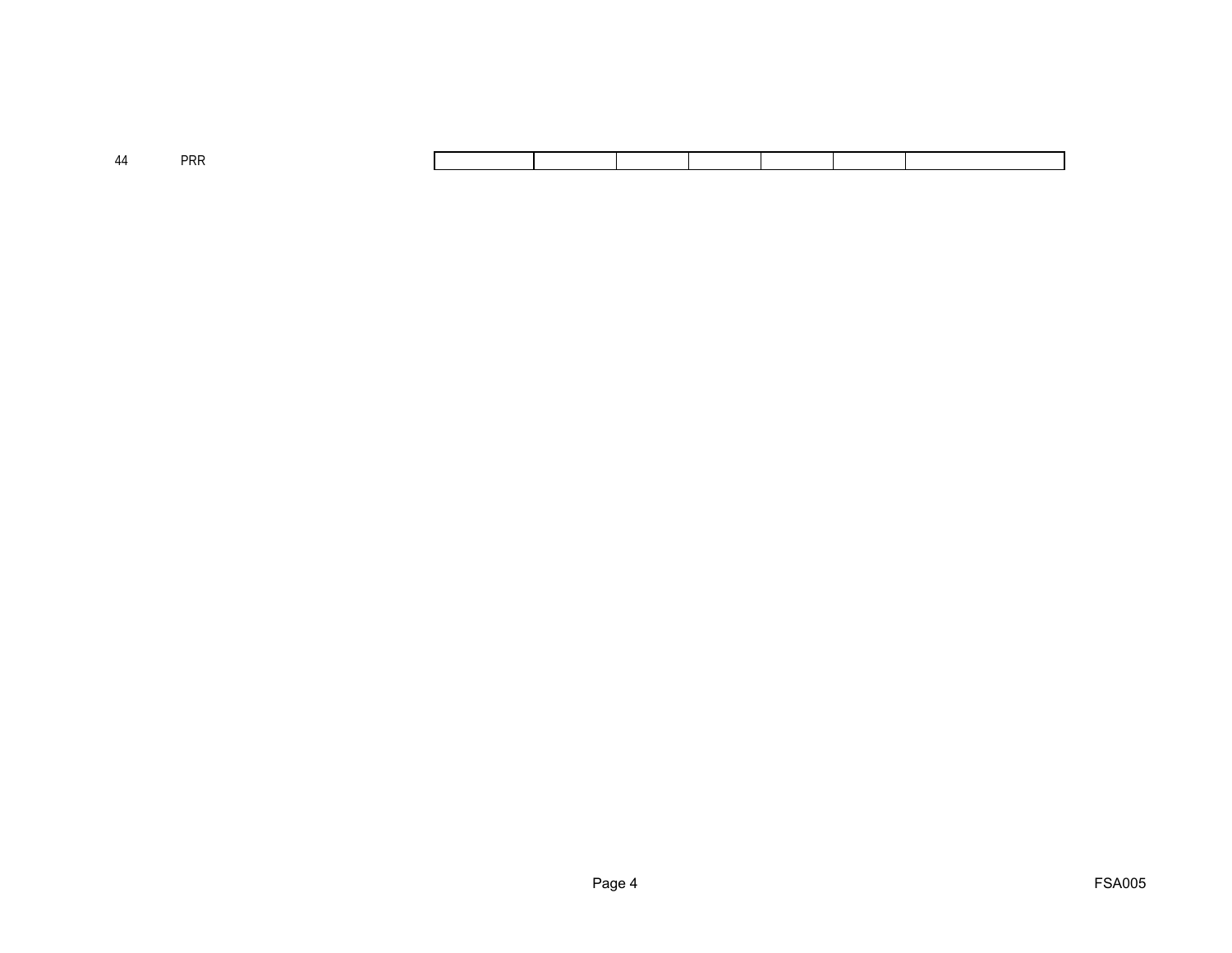| | | | | | | | | |
|---|---|---|---|---|---|---|---|---|
| 44 | PRR | | | | | | | |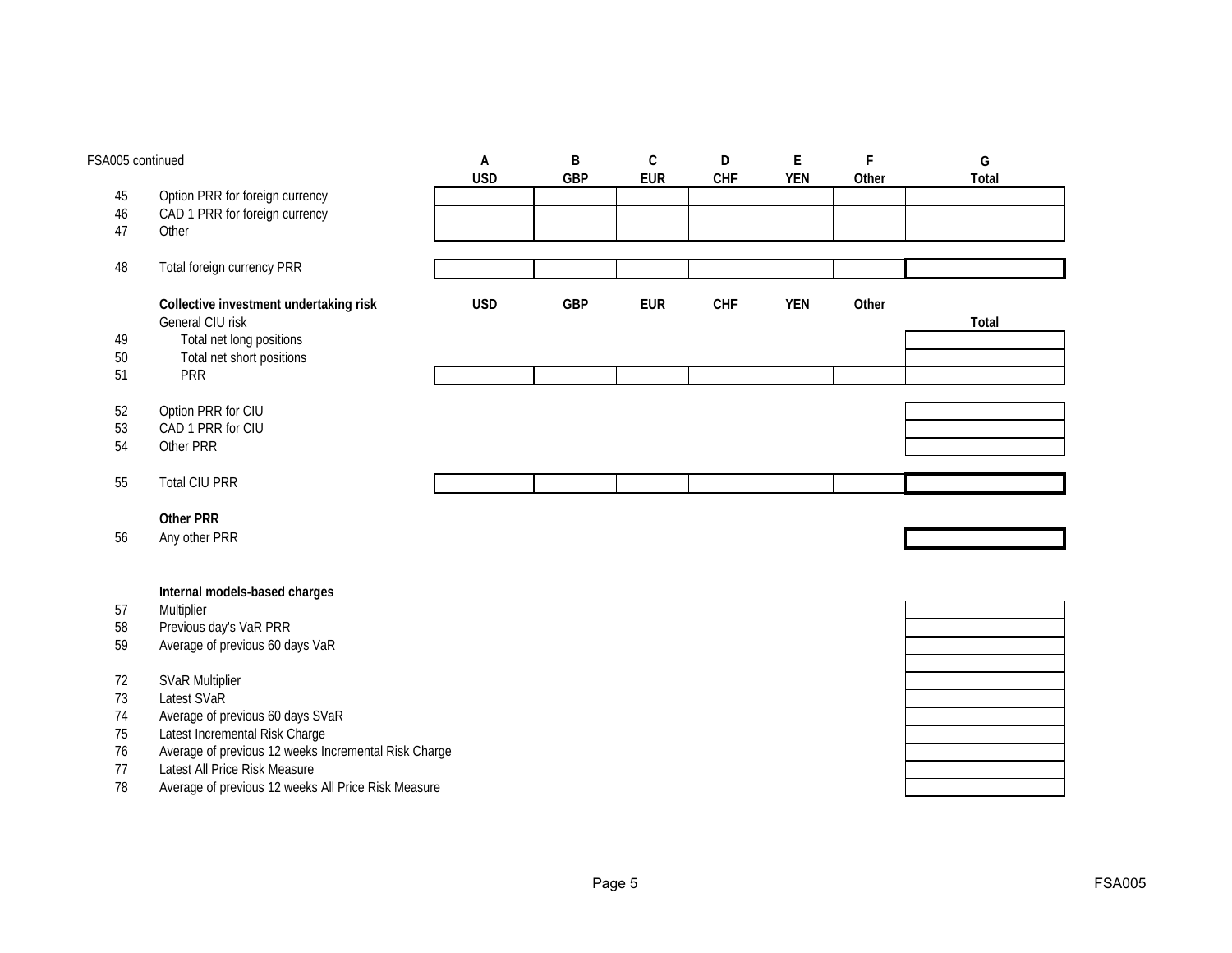FSA005 continued

| | | A | B | C | D | E | F | G |
|---|---|---|---|---|---|---|---|---|
| | | USD | GBP | EUR | CHF | YEN | Other | Total |
| 45 | Option PRR for foreign currency | | | | | | | |
| 46 | CAD 1 PRR for foreign currency | | | | | | | |
| 47 | Other | | | | | | | |
| | | | | | | | | |
| 48 | Total foreign currency PRR | | | | | | | |
| | | | | | | | | |
| | **Collective investment undertaking risk** | USD | GBP | EUR | CHF | YEN | Other | |
| | General CIU risk | | | | | | | Total |
| 49 | Total net long positions | | | | | | | |
| 50 | Total net short positions | | | | | | | |
| 51 | PRR | | | | | | | |
| | | | | | | | | |
| 52 | Option PRR for CIU | | | | | | | |
| 53 | CAD 1 PRR for CIU | | | | | | | |
| 54 | Other PRR | | | | | | | |
| | | | | | | | | |
| 55 | Total CIU PRR | | | | | | | |
| | | | | | | | | |
| | **Other PRR** | | | | | | | |
| 56 | Any other PRR | | | | | | | |
| | | | | | | | | |
| | **Internal models-based charges** | | | | | | | |
| 57 | Multiplier | | | | | | | |
| 58 | Previous day's VaR PRR | | | | | | | |
| 59 | Average of previous 60 days VaR | | | | | | | |
| | | | | | | | | |
| 72 | SVaR Multiplier | | | | | | | |
| 73 | Latest SVaR | | | | | | | |
| 74 | Average of previous 60 days SVaR | | | | | | | |
| 75 | Latest Incremental Risk Charge | | | | | | | |
| 76 | Average of previous 12 weeks Incremental Risk Charge | | | | | | | |
| 77 | Latest All Price Risk Measure | | | | | | | |
| 78 | Average of previous 12 weeks All Price Risk Measure | | | | | | | |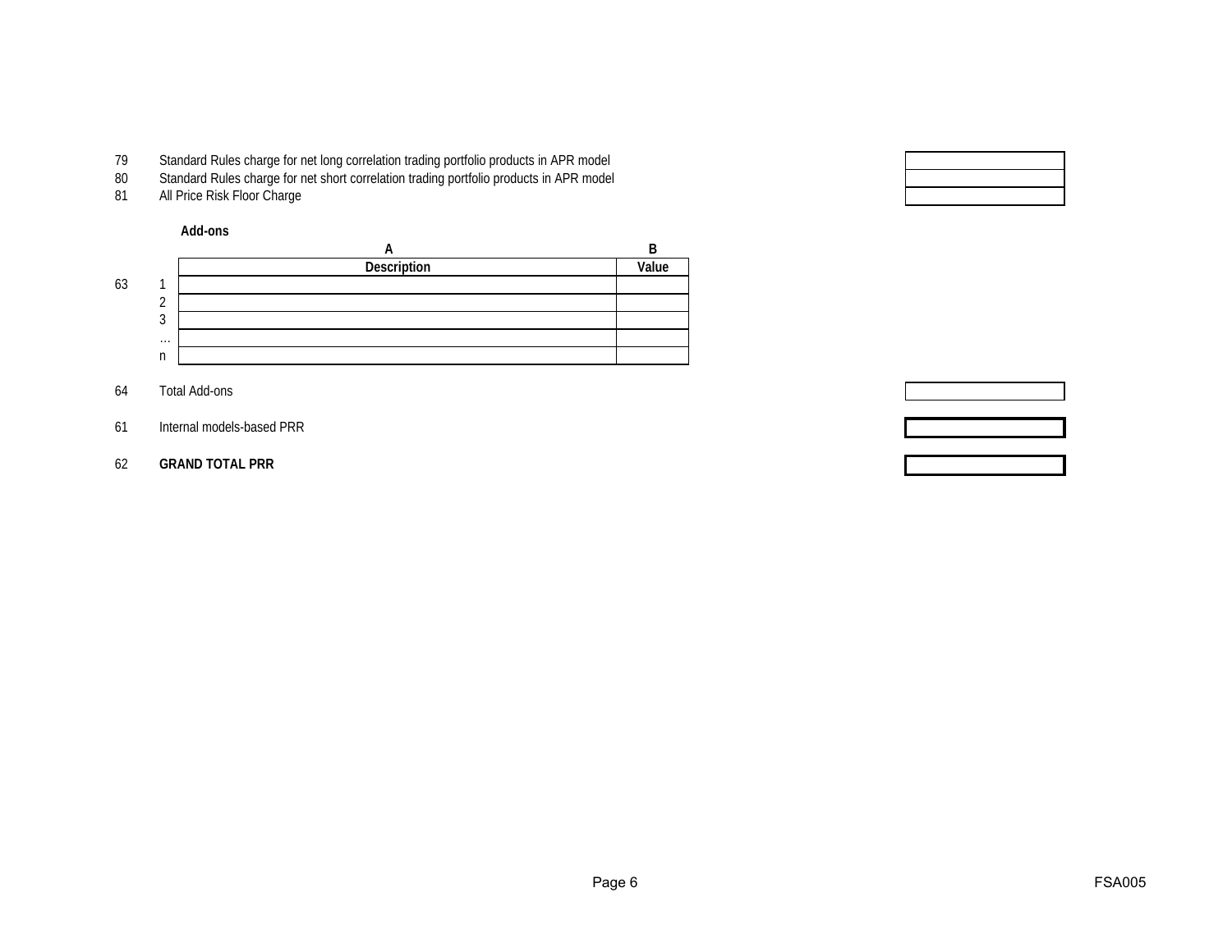| | | |
|---|---|---|
| 79 | Standard Rules charge for net long correlation trading portfolio products in APR model | |
| 80 | Standard Rules charge for net short correlation trading portfolio products in APR model | |
| 81 | All Price Risk Floor Charge | |

**Add-ons**

| | | A | B |
|---|---|---|---|
| | | Description | Value |
| 63 | 1 | | |
| | 2 | | |
| | 3 | | |
| | … | | |
| | n | | |

| | | |
|---|---|---|
| 64 | Total Add-ons | |
| 61 | Internal models-based PRR | |
| 62 | **GRAND TOTAL PRR** | |

FSA005